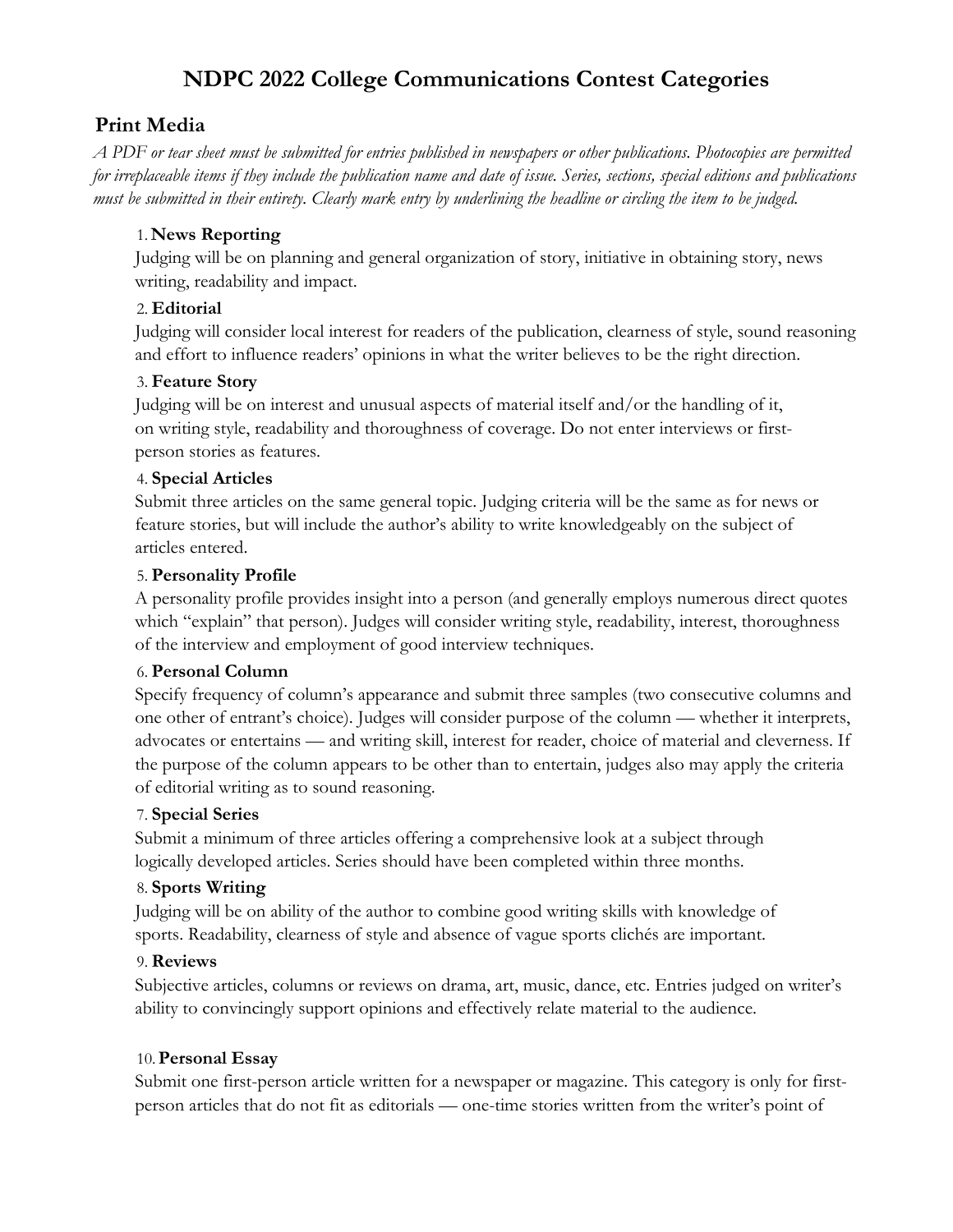# NDPC 2022 College Communications Contest Categories

## Print Media

*A PDF or tear sheet must be submitted for entries published in newspapers or other publications. Photocopies are permitted for irreplaceable items if they include the publication name and date of issue. Series, sections, special editions and publications must be submitted in their entirety. Clearly mark entry by underlining the headline or circling the item to be judged.*

1. **News Reporting**
   Judging will be on planning and general organization of story, initiative in obtaining story, news writing, readability and impact.

2. **Editorial**
   Judging will consider local interest for readers of the publication, clearness of style, sound reasoning and effort to influence readers' opinions in what the writer believes to be the right direction.

3. **Feature Story**
   Judging will be on interest and unusual aspects of material itself and/or the handling of it, on writing style, readability and thoroughness of coverage. Do not enter interviews or first-person stories as features.

4. **Special Articles**
   Submit three articles on the same general topic. Judging criteria will be the same as for news or feature stories, but will include the author's ability to write knowledgeably on the subject of articles entered.

5. **Personality Profile**
   A personality profile provides insight into a person (and generally employs numerous direct quotes which "explain" that person). Judges will consider writing style, readability, interest, thoroughness of the interview and employment of good interview techniques.

6. **Personal Column**
   Specify frequency of column's appearance and submit three samples (two consecutive columns and one other of entrant's choice). Judges will consider purpose of the column — whether it interprets, advocates or entertains — and writing skill, interest for reader, choice of material and cleverness. If the purpose of the column appears to be other than to entertain, judges also may apply the criteria of editorial writing as to sound reasoning.

7. **Special Series**
   Submit a minimum of three articles offering a comprehensive look at a subject through logically developed articles. Series should have been completed within three months.

8. **Sports Writing**
   Judging will be on ability of the author to combine good writing skills with knowledge of sports. Readability, clearness of style and absence of vague sports clichés are important.

9. **Reviews**
   Subjective articles, columns or reviews on drama, art, music, dance, etc. Entries judged on writer's ability to convincingly support opinions and effectively relate material to the audience.

10. **Personal Essay**
    Submit one first-person article written for a newspaper or magazine. This category is only for first-person articles that do not fit as editorials — one-time stories written from the writer's point of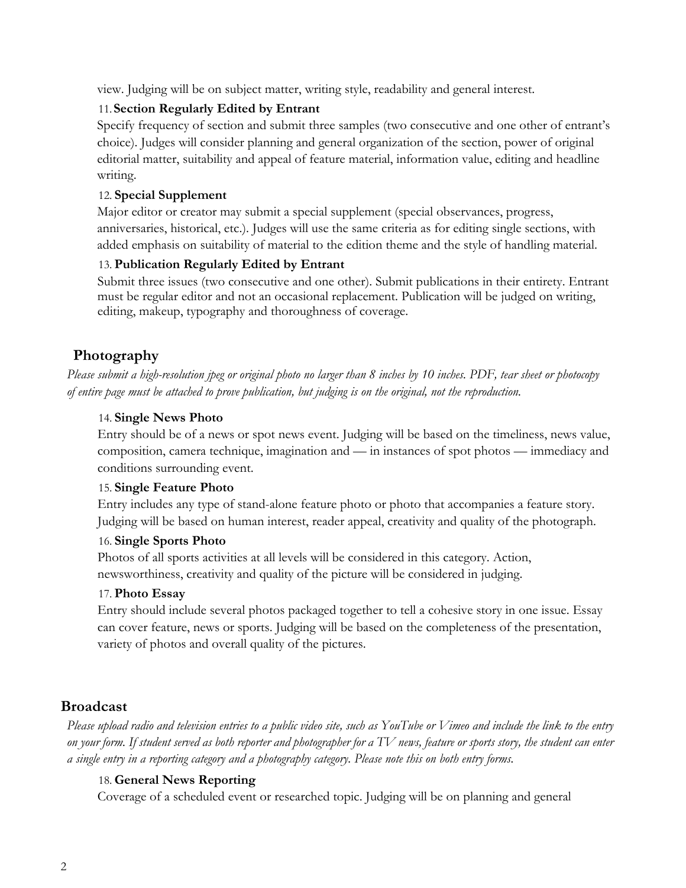view. Judging will be on subject matter, writing style, readability and general interest.

11. **Section Regularly Edited by Entrant**

Specify frequency of section and submit three samples (two consecutive and one other of entrant's choice). Judges will consider planning and general organization of the section, power of original editorial matter, suitability and appeal of feature material, information value, editing and headline writing.

12. **Special Supplement**

Major editor or creator may submit a special supplement (special observances, progress, anniversaries, historical, etc.). Judges will use the same criteria as for editing single sections, with added emphasis on suitability of material to the edition theme and the style of handling material.

13. **Publication Regularly Edited by Entrant**

Submit three issues (two consecutive and one other). Submit publications in their entirety. Entrant must be regular editor and not an occasional replacement. Publication will be judged on writing, editing, makeup, typography and thoroughness of coverage.

## Photography

*Please submit a high-resolution jpeg or original photo no larger than 8 inches by 10 inches. PDF, tear sheet or photocopy of entire page must be attached to prove publication, but judging is on the original, not the reproduction.*

14. **Single News Photo**

Entry should be of a news or spot news event. Judging will be based on the timeliness, news value, composition, camera technique, imagination and — in instances of spot photos — immediacy and conditions surrounding event.

15. **Single Feature Photo**

Entry includes any type of stand-alone feature photo or photo that accompanies a feature story. Judging will be based on human interest, reader appeal, creativity and quality of the photograph.

16. **Single Sports Photo**

Photos of all sports activities at all levels will be considered in this category. Action, newsworthiness, creativity and quality of the picture will be considered in judging.

17. **Photo Essay**

Entry should include several photos packaged together to tell a cohesive story in one issue. Essay can cover feature, news or sports. Judging will be based on the completeness of the presentation, variety of photos and overall quality of the pictures.

## Broadcast

*Please upload radio and television entries to a public video site, such as YouTube or Vimeo and include the link to the entry on your form. If student served as both reporter and photographer for a TV news, feature or sports story, the student can enter a single entry in a reporting category and a photography category. Please note this on both entry forms.*

18. **General News Reporting**

Coverage of a scheduled event or researched topic. Judging will be on planning and general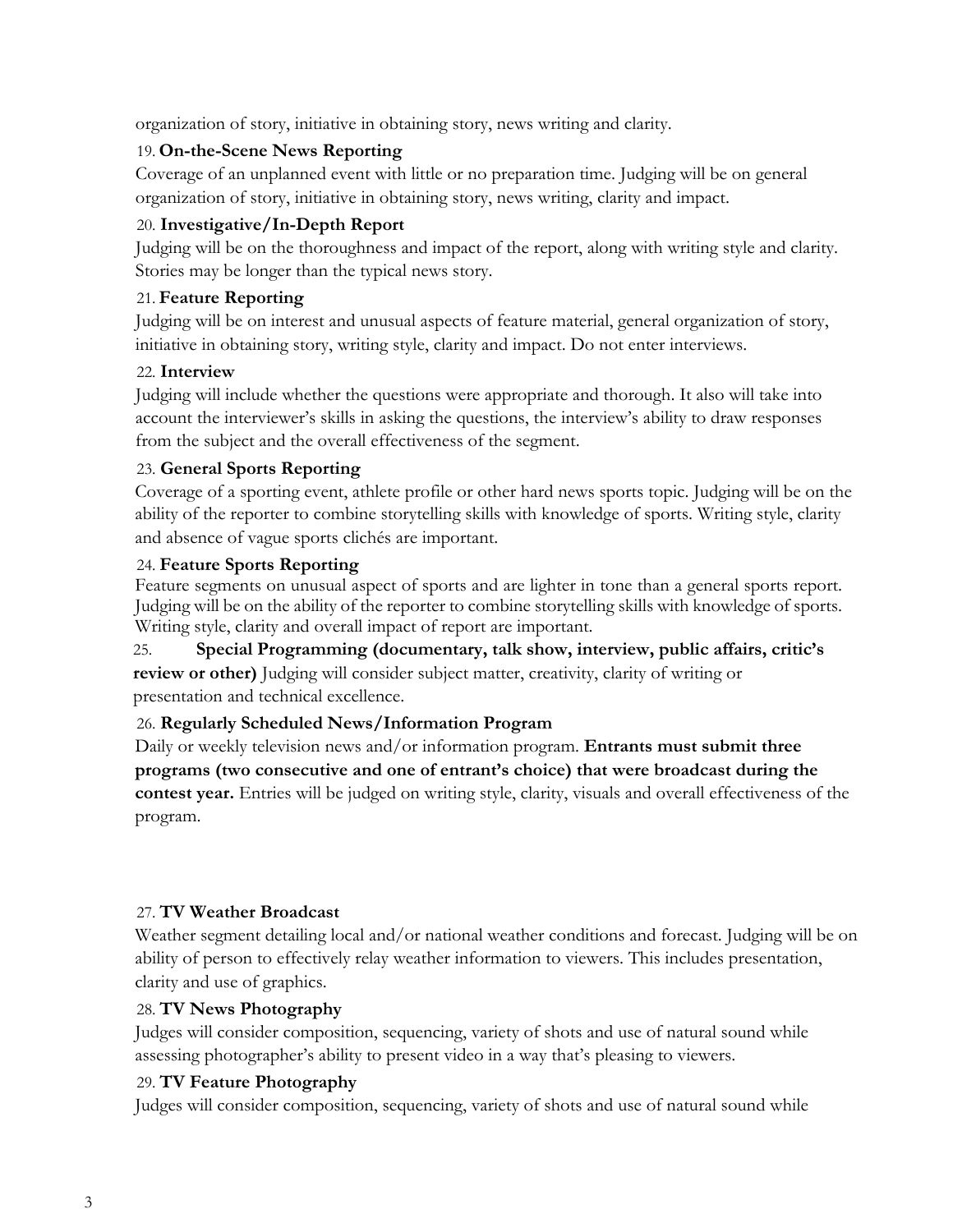organization of story, initiative in obtaining story, news writing and clarity.

19. **On-the-Scene News Reporting**

Coverage of an unplanned event with little or no preparation time. Judging will be on general organization of story, initiative in obtaining story, news writing, clarity and impact.

20. **Investigative/In-Depth Report**

Judging will be on the thoroughness and impact of the report, along with writing style and clarity. Stories may be longer than the typical news story.

21. **Feature Reporting**

Judging will be on interest and unusual aspects of feature material, general organization of story, initiative in obtaining story, writing style, clarity and impact. Do not enter interviews.

22. **Interview**

Judging will include whether the questions were appropriate and thorough. It also will take into account the interviewer's skills in asking the questions, the interview's ability to draw responses from the subject and the overall effectiveness of the segment.

23. **General Sports Reporting**

Coverage of a sporting event, athlete profile or other hard news sports topic. Judging will be on the ability of the reporter to combine storytelling skills with knowledge of sports. Writing style, clarity and absence of vague sports clichés are important.

24. **Feature Sports Reporting**

Feature segments on unusual aspect of sports and are lighter in tone than a general sports report. Judging will be on the ability of the reporter to combine storytelling skills with knowledge of sports. Writing style, clarity and overall impact of report are important.

25. **Special Programming (documentary, talk show, interview, public affairs, critic's review or other)** Judging will consider subject matter, creativity, clarity of writing or presentation and technical excellence.

26. **Regularly Scheduled News/Information Program**

Daily or weekly television news and/or information program. **Entrants must submit three programs (two consecutive and one of entrant's choice) that were broadcast during the contest year.** Entries will be judged on writing style, clarity, visuals and overall effectiveness of the program.

27. **TV Weather Broadcast**

Weather segment detailing local and/or national weather conditions and forecast. Judging will be on ability of person to effectively relay weather information to viewers. This includes presentation, clarity and use of graphics.

28. **TV News Photography**

Judges will consider composition, sequencing, variety of shots and use of natural sound while assessing photographer's ability to present video in a way that's pleasing to viewers.

29. **TV Feature Photography**

Judges will consider composition, sequencing, variety of shots and use of natural sound while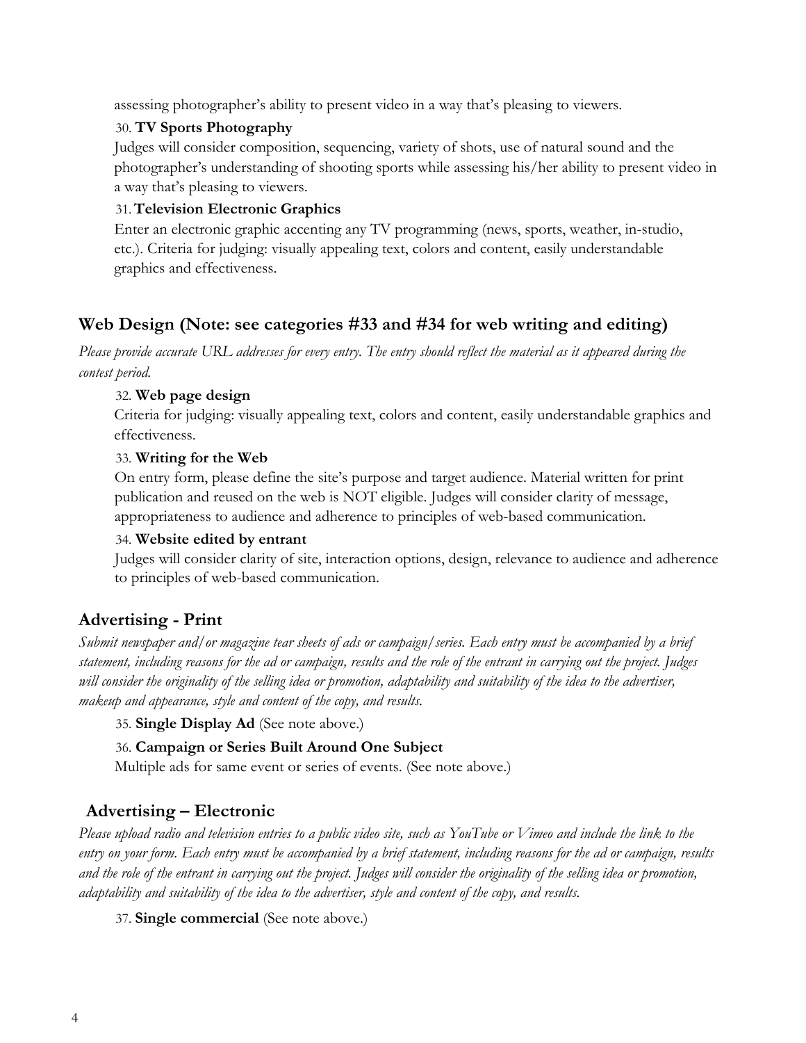assessing photographer's ability to present video in a way that's pleasing to viewers.

30. **TV Sports Photography**

Judges will consider composition, sequencing, variety of shots, use of natural sound and the photographer's understanding of shooting sports while assessing his/her ability to present video in a way that's pleasing to viewers.

31. **Television Electronic Graphics**

Enter an electronic graphic accenting any TV programming (news, sports, weather, in-studio, etc.). Criteria for judging: visually appealing text, colors and content, easily understandable graphics and effectiveness.

## Web Design (Note: see categories #33 and #34 for web writing and editing)

*Please provide accurate URL addresses for every entry. The entry should reflect the material as it appeared during the contest period.*

32. **Web page design**

Criteria for judging: visually appealing text, colors and content, easily understandable graphics and effectiveness.

33. **Writing for the Web**

On entry form, please define the site's purpose and target audience. Material written for print publication and reused on the web is NOT eligible. Judges will consider clarity of message, appropriateness to audience and adherence to principles of web-based communication.

34. **Website edited by entrant**

Judges will consider clarity of site, interaction options, design, relevance to audience and adherence to principles of web-based communication.

## Advertising - Print

*Submit newspaper and/or magazine tear sheets of ads or campaign/series. Each entry must be accompanied by a brief statement, including reasons for the ad or campaign, results and the role of the entrant in carrying out the project. Judges will consider the originality of the selling idea or promotion, adaptability and suitability of the idea to the advertiser, makeup and appearance, style and content of the copy, and results.*

35. **Single Display Ad** (See note above.)

36. **Campaign or Series Built Around One Subject**

Multiple ads for same event or series of events. (See note above.)

## Advertising – Electronic

*Please upload radio and television entries to a public video site, such as YouTube or Vimeo and include the link to the entry on your form. Each entry must be accompanied by a brief statement, including reasons for the ad or campaign, results and the role of the entrant in carrying out the project. Judges will consider the originality of the selling idea or promotion, adaptability and suitability of the idea to the advertiser, style and content of the copy, and results.*

37. **Single commercial** (See note above.)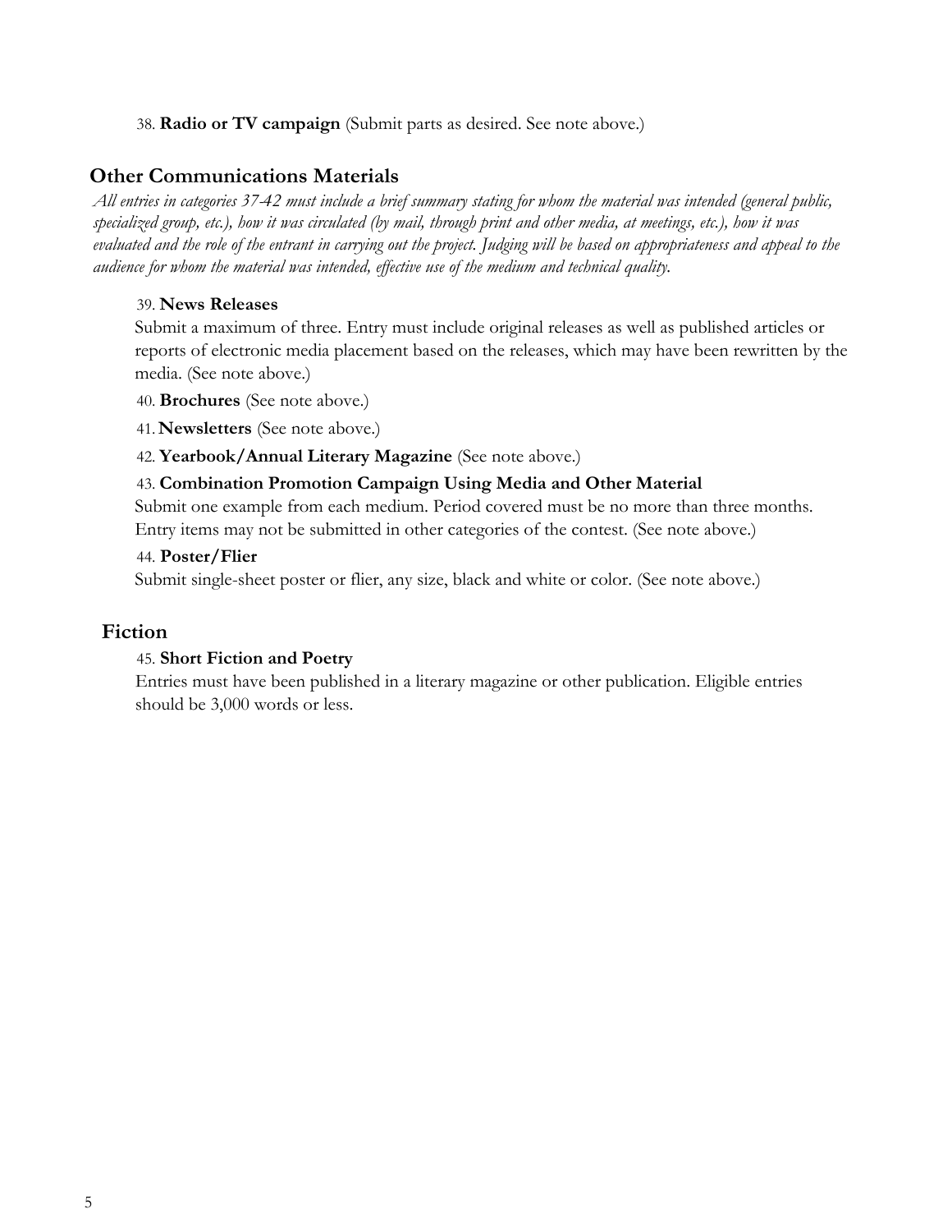38. **Radio or TV campaign** (Submit parts as desired. See note above.)

## Other Communications Materials

*All entries in categories 37-42 must include a brief summary stating for whom the material was intended (general public, specialized group, etc.), how it was circulated (by mail, through print and other media, at meetings, etc.), how it was evaluated and the role of the entrant in carrying out the project. Judging will be based on appropriateness and appeal to the audience for whom the material was intended, effective use of the medium and technical quality.*

39. **News Releases**
Submit a maximum of three. Entry must include original releases as well as published articles or reports of electronic media placement based on the releases, which may have been rewritten by the media. (See note above.)

40. **Brochures** (See note above.)

41. **Newsletters** (See note above.)

42. **Yearbook/Annual Literary Magazine** (See note above.)

43. **Combination Promotion Campaign Using Media and Other Material**
Submit one example from each medium. Period covered must be no more than three months. Entry items may not be submitted in other categories of the contest. (See note above.)

44. **Poster/Flier**
Submit single-sheet poster or flier, any size, black and white or color. (See note above.)

## Fiction

45. **Short Fiction and Poetry**
Entries must have been published in a literary magazine or other publication. Eligible entries should be 3,000 words or less.